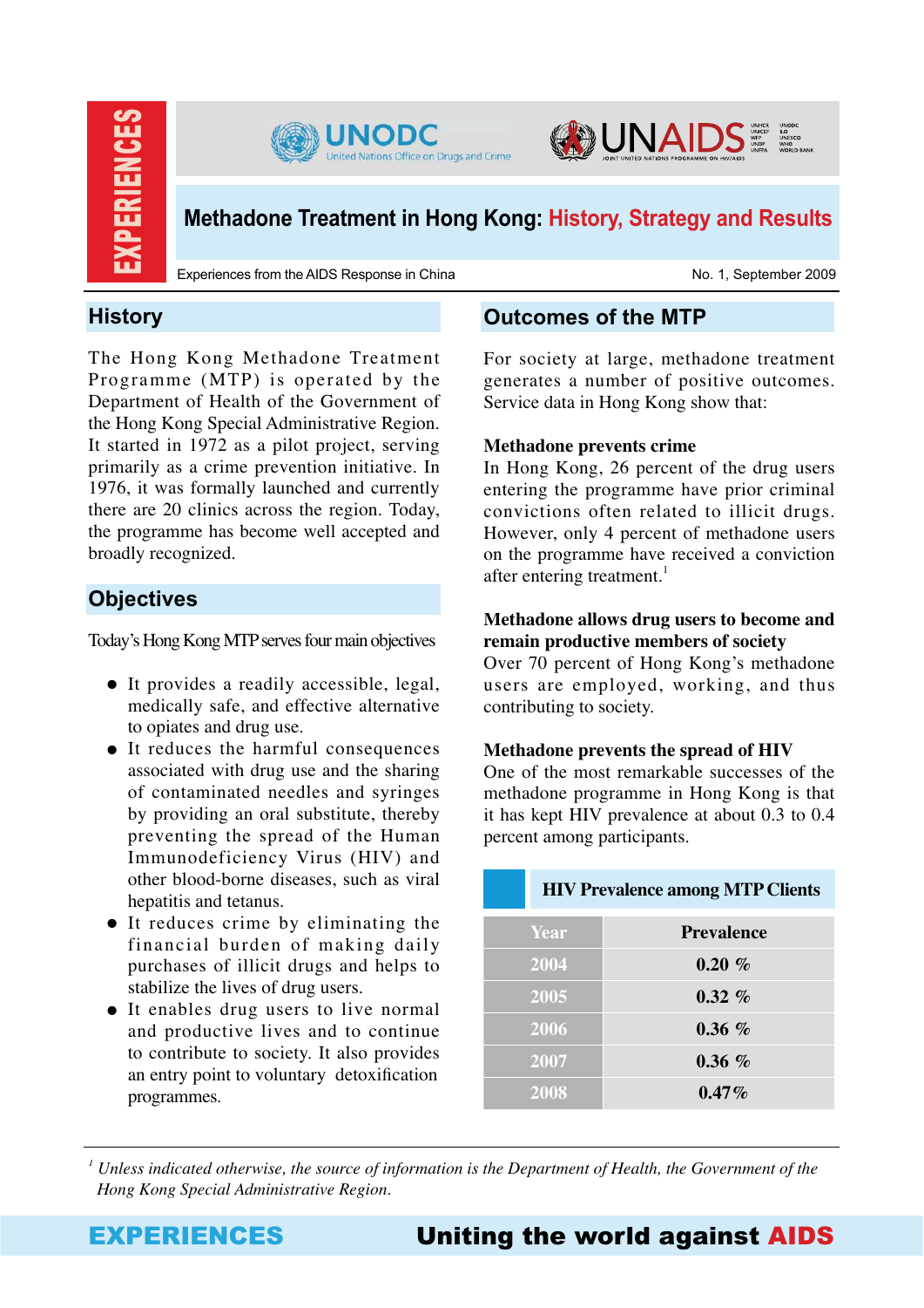EXPERIENCES

# Methadone Treatment in Hong Kong: History, Strategy and Results

Experiences from the AIDS Response in China

No. 1, September 2009

## History

The Hong Kong Methadone Treatment Programme (MTP) is operated by the Department of Health of the Government of the Hong Kong Special Administrative Region. It started in 1972 as a pilot project, serving primarily as a crime prevention initiative. In 1976, it was formally launched and currently there are 20 clinics across the region. Today, the programme has become well accepted and broadly recognized.

## Objectives

Today's Hong Kong MTP serves four main objectives

- It provides a readily accessible, legal, medically safe, and effective alternative to opiates and drug use.
- It reduces the harmful consequences associated with drug use and the sharing of contaminated needles and syringes by providing an oral substitute, thereby preventing the spread of the Human Immunodeficiency Virus (HIV) and other blood-borne diseases, such as viral hepatitis and tetanus.
- It reduces crime by eliminating the financial burden of making daily purchases of illicit drugs and helps to stabilize the lives of drug users.
- It enables drug users to live normal and productive lives and to continue to contribute to society. It also provides an entry point to voluntary detoxification programmes.

## Outcomes of the MTP

For society at large, methadone treatment generates a number of positive outcomes. Service data in Hong Kong show that:

**Methadone prevents crime**

In Hong Kong, 26 percent of the drug users entering the programme have prior criminal convictions often related to illicit drugs. However, only 4 percent of methadone users on the programme have received a conviction after entering treatment.[1]

**Methadone allows drug users to become and remain productive members of society**

Over 70 percent of Hong Kong's methadone users are employed, working, and thus contributing to society.

**Methadone prevents the spread of HIV**

One of the most remarkable successes of the methadone programme in Hong Kong is that it has kept HIV prevalence at about 0.3 to 0.4 percent among participants.

**HIV Prevalence among MTP Clients**

| Year | Prevalence |
|---|---|
| 2004 | 0.20 % |
| 2005 | 0.32 % |
| 2006 | 0.36 % |
| 2007 | 0.36 % |
| 2008 | 0.47% |

[1] *Unless indicated otherwise, the source of information is the Department of Health, the Government of the Hong Kong Special Administrative Region.*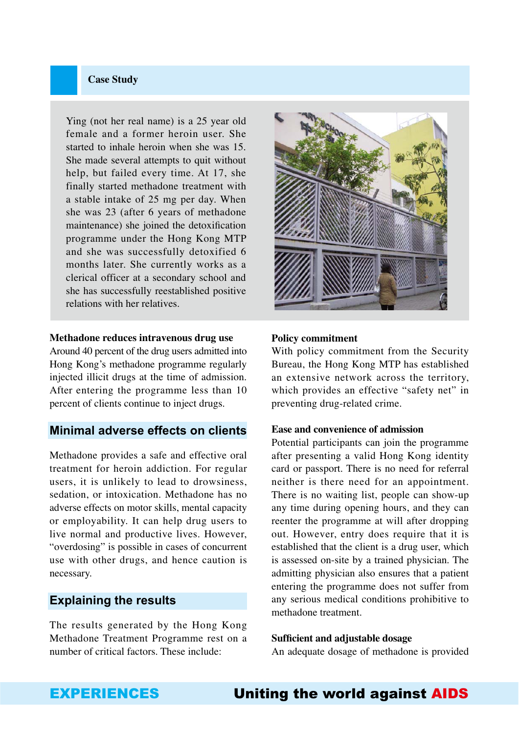## Case Study

Ying (not her real name) is a 25 year old female and a former heroin user. She started to inhale heroin when she was 15. She made several attempts to quit without help, but failed every time. At 17, she finally started methadone treatment with a stable intake of 25 mg per day. When she was 23 (after 6 years of methadone maintenance) she joined the detoxification programme under the Hong Kong MTP and she was successfully detoxified 6 months later. She currently works as a clerical officer at a secondary school and she has successfully reestablished positive relations with her relatives.

**Methadone reduces intravenous drug use**

Around 40 percent of the drug users admitted into Hong Kong's methadone programme regularly injected illicit drugs at the time of admission. After entering the programme less than 10 percent of clients continue to inject drugs.

## Minimal adverse effects on clients

Methadone provides a safe and effective oral treatment for heroin addiction. For regular users, it is unlikely to lead to drowsiness, sedation, or intoxication. Methadone has no adverse effects on motor skills, mental capacity or employability. It can help drug users to live normal and productive lives. However, "overdosing" is possible in cases of concurrent use with other drugs, and hence caution is necessary.

## Explaining the results

The results generated by the Hong Kong Methadone Treatment Programme rest on a number of critical factors. These include:

**Policy commitment**

With policy commitment from the Security Bureau, the Hong Kong MTP has established an extensive network across the territory, which provides an effective "safety net" in preventing drug-related crime.

**Ease and convenience of admission**

Potential participants can join the programme after presenting a valid Hong Kong identity card or passport. There is no need for referral neither is there need for an appointment. There is no waiting list, people can show-up any time during opening hours, and they can reenter the programme at will after dropping out. However, entry does require that it is established that the client is a drug user, which is assessed on-site by a trained physician. The admitting physician also ensures that a patient entering the programme does not suffer from any serious medical conditions prohibitive to methadone treatment.

**Sufficient and adjustable dosage**

An adequate dosage of methadone is provided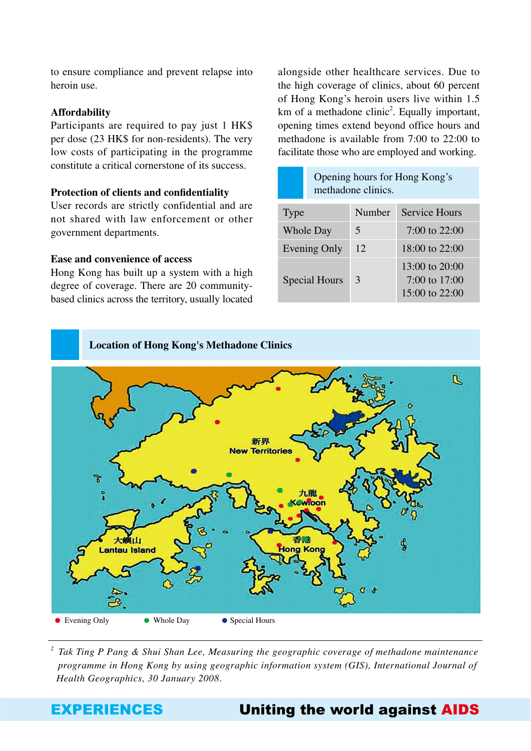to ensure compliance and prevent relapse into heroin use.

**Affordability**
Participants are required to pay just 1 HK$ per dose (23 HK$ for non-residents). The very low costs of participating in the programme constitute a critical cornerstone of its success.

**Protection of clients and confidentiality**
User records are strictly confidential and are not shared with law enforcement or other government departments.

**Ease and convenience of access**
Hong Kong has built up a system with a high degree of coverage. There are 20 community-based clinics across the territory, usually located alongside other healthcare services. Due to the high coverage of clinics, about 60 percent of Hong Kong's heroin users live within 1.5 km of a methadone clinic[2]. Equally important, opening times extend beyond office hours and methadone is available from 7:00 to 22:00 to facilitate those who are employed and working.

Opening hours for Hong Kong's methadone clinics.

| Type | Number | Service Hours |
|---|---|---|
| Whole Day | 5 | 7:00 to 22:00 |
| Evening Only | 12 | 18:00 to 22:00 |
| Special Hours | 3 | 13:00 to 20:00<br>7:00 to 17:00<br>15:00 to 22:00 |

**Location of Hong Kong's Methadone Clinics**

● Evening Only ● Whole Day ● Special Hours

[2] *Tak Ting P Pang & Shui Shan Lee, Measuring the geographic coverage of methadone maintenance programme in Hong Kong by using geographic information system (GIS), International Journal of Health Geographics, 30 January 2008.*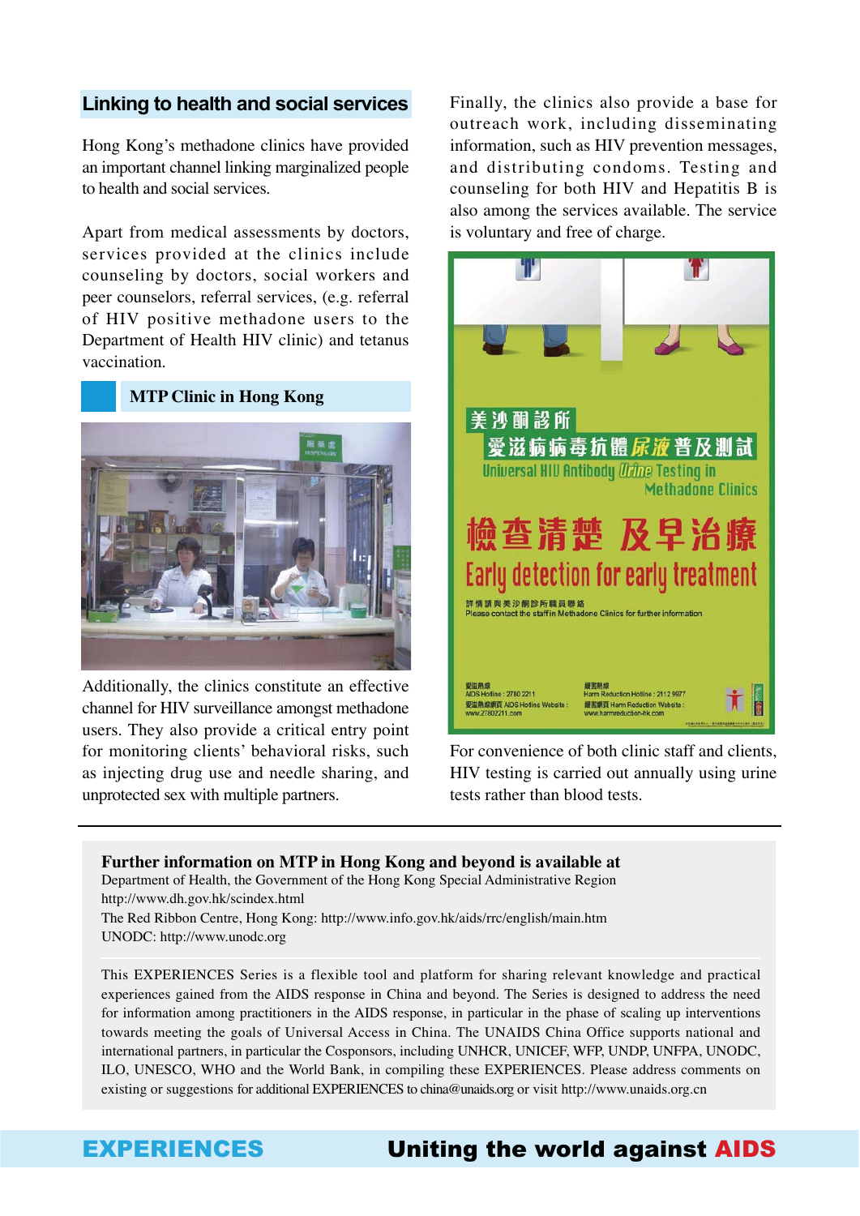## Linking to health and social services

Hong Kong's methadone clinics have provided an important channel linking marginalized people to health and social services.

Apart from medical assessments by doctors, services provided at the clinics include counseling by doctors, social workers and peer counselors, referral services, (e.g. referral of HIV positive methadone users to the Department of Health HIV clinic) and tetanus vaccination.

### MTP Clinic in Hong Kong

Additionally, the clinics constitute an effective channel for HIV surveillance amongst methadone users. They also provide a critical entry point for monitoring clients' behavioral risks, such as injecting drug use and needle sharing, and unprotected sex with multiple partners.

Finally, the clinics also provide a base for outreach work, including disseminating information, such as HIV prevention messages, and distributing condoms. Testing and counseling for both HIV and Hepatitis B is also among the services available. The service is voluntary and free of charge.

For convenience of both clinic staff and clients, HIV testing is carried out annually using urine tests rather than blood tests.

---

**Further information on MTP in Hong Kong and beyond is available at**

Department of Health, the Government of the Hong Kong Special Administrative Region
http://www.dh.gov.hk/scindex.html

The Red Ribbon Centre, Hong Kong: http://www.info.gov.hk/aids/rrc/english/main.htm

UNODC: http://www.unodc.org

This EXPERIENCES Series is a flexible tool and platform for sharing relevant knowledge and practical experiences gained from the AIDS response in China and beyond. The Series is designed to address the need for information among practitioners in the AIDS response, in particular in the phase of scaling up interventions towards meeting the goals of Universal Access in China. The UNAIDS China Office supports national and international partners, in particular the Cosponsors, including UNHCR, UNICEF, WFP, UNDP, UNFPA, UNODC, ILO, UNESCO, WHO and the World Bank, in compiling these EXPERIENCES. Please address comments on existing or suggestions for additional EXPERIENCES to china@unaids.org or visit http://www.unaids.org.cn

**EXPERIENCES** **Uniting the world against AIDS**